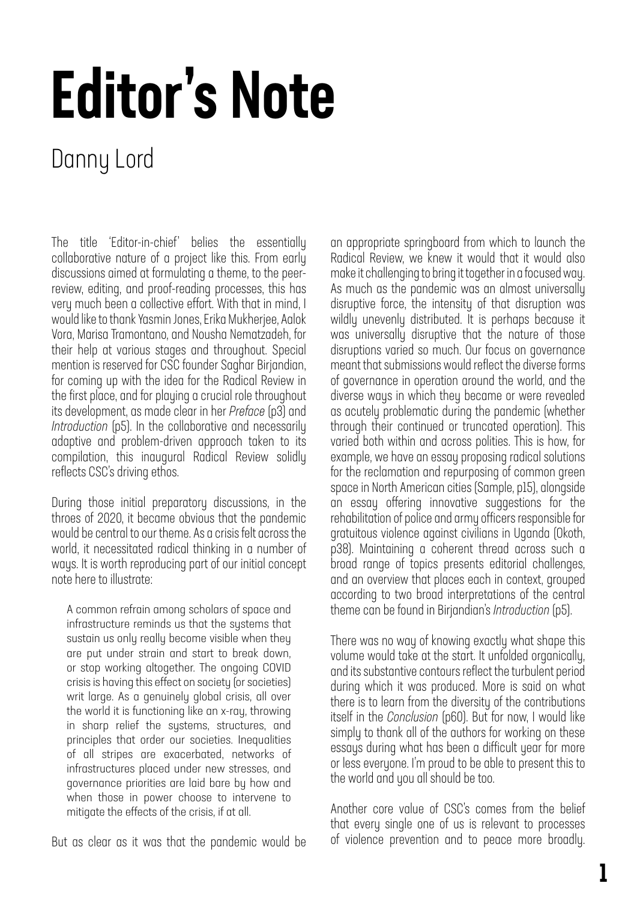# Editor's Note

## Danny Lord

The title 'Editor-in-chief' belies the essentially collaborative nature of a project like this. From early discussions aimed at formulating a theme, to the peer-review, editing, and proof-reading processes, this has very much been a collective effort. With that in mind, I would like to thank Yasmin Jones, Erika Mukherjee, Aalok Vora, Marisa Tramontano, and Nousha Nematzadeh, for their help at various stages and throughout. Special mention is reserved for CSC founder Saghar Birjandian, for coming up with the idea for the Radical Review in the first place, and for playing a crucial role throughout its development, as made clear in her *Preface* (p3) and *Introduction* (p5). In the collaborative and necessarily adaptive and problem-driven approach taken to its compilation, this inaugural Radical Review solidly reflects CSC's driving ethos.

During those initial preparatory discussions, in the throes of 2020, it became obvious that the pandemic would be central to our theme. As a crisis felt across the world, it necessitated radical thinking in a number of ways. It is worth reproducing part of our initial concept note here to illustrate:

> A common refrain among scholars of space and infrastructure reminds us that the systems that sustain us only really become visible when they are put under strain and start to break down, or stop working altogether. The ongoing COVID crisis is having this effect on society (or societies) writ large. As a genuinely global crisis, all over the world it is functioning like an x-ray, throwing in sharp relief the systems, structures, and principles that order our societies. Inequalities of all stripes are exacerbated, networks of infrastructures placed under new stresses, and governance priorities are laid bare by how and when those in power choose to intervene to mitigate the effects of the crisis, if at all.

But as clear as it was that the pandemic would be an appropriate springboard from which to launch the Radical Review, we knew it would that it would also make it challenging to bring it together in a focused way. As much as the pandemic was an almost universally disruptive force, the intensity of that disruption was wildly unevenly distributed. It is perhaps because it was universally disruptive that the nature of those disruptions varied so much. Our focus on governance meant that submissions would reflect the diverse forms of governance in operation around the world, and the diverse ways in which they became or were revealed as acutely problematic during the pandemic (whether through their continued or truncated operation). This varied both within and across polities. This is how, for example, we have an essay proposing radical solutions for the reclamation and repurposing of common green space in North American cities (Sample, p15), alongside an essay offering innovative suggestions for the rehabilitation of police and army officers responsible for gratuitous violence against civilians in Uganda (Okoth, p38). Maintaining a coherent thread across such a broad range of topics presents editorial challenges, and an overview that places each in context, grouped according to two broad interpretations of the central theme can be found in Birjandian's *Introduction* (p5).

There was no way of knowing exactly what shape this volume would take at the start. It unfolded organically, and its substantive contours reflect the turbulent period during which it was produced. More is said on what there is to learn from the diversity of the contributions itself in the *Conclusion* (p60). But for now, I would like simply to thank all of the authors for working on these essays during what has been a difficult year for more or less everyone. I'm proud to be able to present this to the world and you all should be too.

Another core value of CSC's comes from the belief that every single one of us is relevant to processes of violence prevention and to peace more broadly.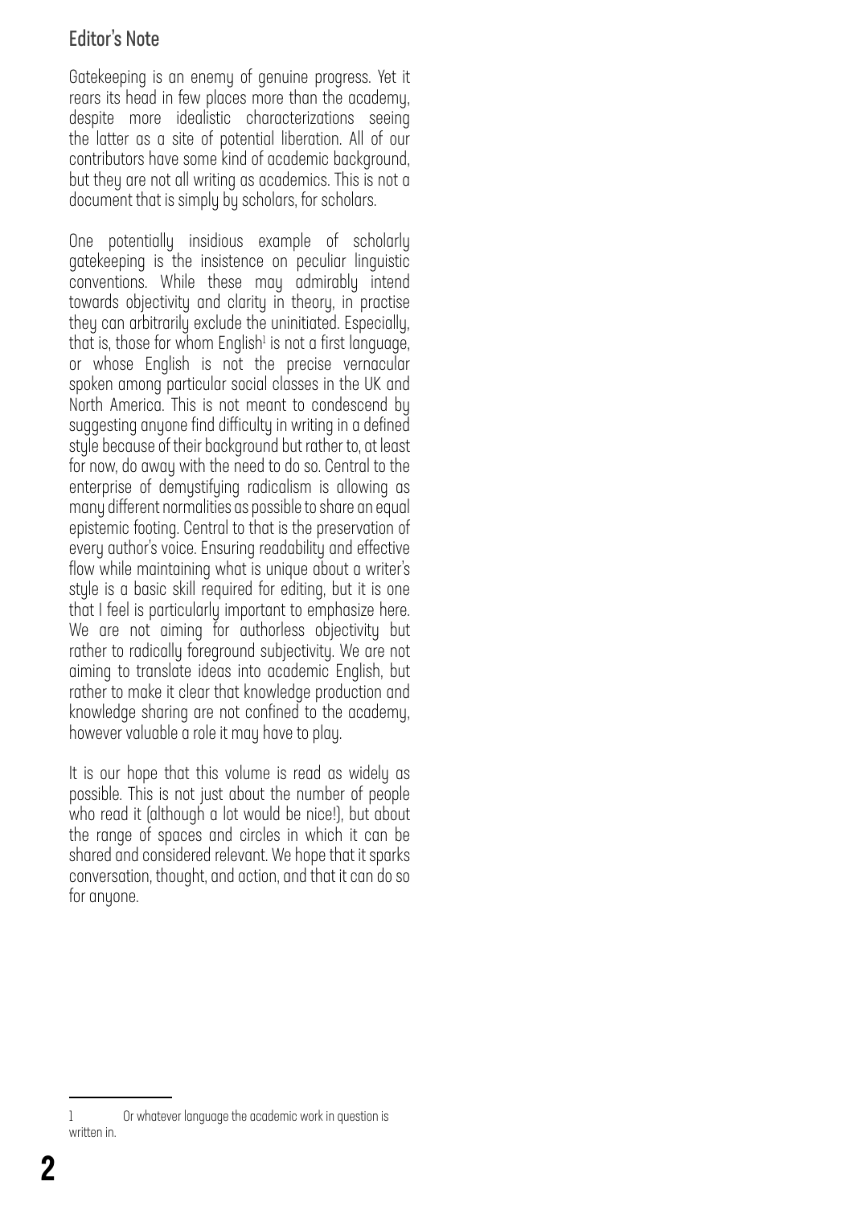## Editor's Note

Gatekeeping is an enemy of genuine progress. Yet it rears its head in few places more than the academy, despite more idealistic characterizations seeing the latter as a site of potential liberation. All of our contributors have some kind of academic background, but they are not all writing as academics. This is not a document that is simply by scholars, for scholars.

One potentially insidious example of scholarly gatekeeping is the insistence on peculiar linguistic conventions. While these may admirably intend towards objectivity and clarity in theory, in practise they can arbitrarily exclude the uninitiated. Especially, that is, those for whom English[1] is not a first language, or whose English is not the precise vernacular spoken among particular social classes in the UK and North America. This is not meant to condescend by suggesting anyone find difficulty in writing in a defined style because of their background but rather to, at least for now, do away with the need to do so. Central to the enterprise of demystifying radicalism is allowing as many different normalities as possible to share an equal epistemic footing. Central to that is the preservation of every author's voice. Ensuring readability and effective flow while maintaining what is unique about a writer's style is a basic skill required for editing, but it is one that I feel is particularly important to emphasize here. We are not aiming for authorless objectivity but rather to radically foreground subjectivity. We are not aiming to translate ideas into academic English, but rather to make it clear that knowledge production and knowledge sharing are not confined to the academy, however valuable a role it may have to play.

It is our hope that this volume is read as widely as possible. This is not just about the number of people who read it (although a lot would be nice!), but about the range of spaces and circles in which it can be shared and considered relevant. We hope that it sparks conversation, thought, and action, and that it can do so for anyone.

---

[1] Or whatever language the academic work in question is written in.